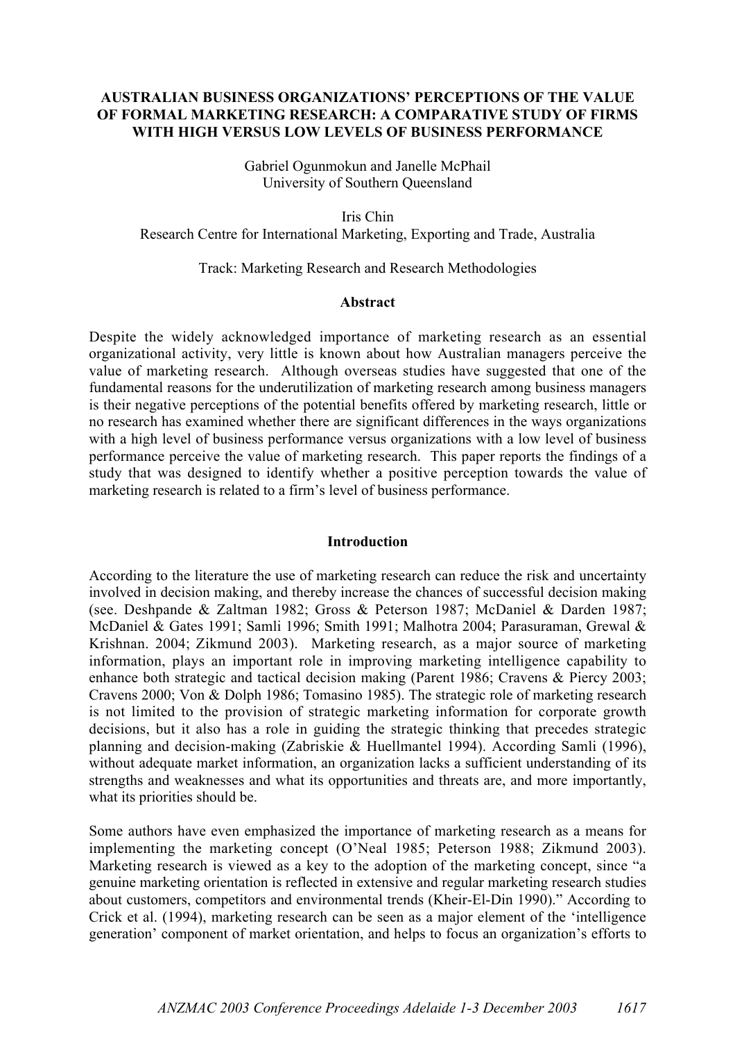# AUSTRALIAN BUSINESS ORGANIZATIONS' PERCEPTIONS OF THE VALUE OF FORMAL MARKETING RESEARCH: A COMPARATIVE STUDY OF FIRMS WITH HIGH VERSUS LOW LEVELS OF BUSINESS PERFORMANCE

Gabriel Ogunmokun and Janelle McPhail
University of Southern Queensland

Iris Chin
Research Centre for International Marketing, Exporting and Trade, Australia

Track: Marketing Research and Research Methodologies

## Abstract

Despite the widely acknowledged importance of marketing research as an essential organizational activity, very little is known about how Australian managers perceive the value of marketing research. Although overseas studies have suggested that one of the fundamental reasons for the underutilization of marketing research among business managers is their negative perceptions of the potential benefits offered by marketing research, little or no research has examined whether there are significant differences in the ways organizations with a high level of business performance versus organizations with a low level of business performance perceive the value of marketing research. This paper reports the findings of a study that was designed to identify whether a positive perception towards the value of marketing research is related to a firm's level of business performance.

## Introduction

According to the literature the use of marketing research can reduce the risk and uncertainty involved in decision making, and thereby increase the chances of successful decision making (see. Deshpande & Zaltman 1982; Gross & Peterson 1987; McDaniel & Darden 1987; McDaniel & Gates 1991; Samli 1996; Smith 1991; Malhotra 2004; Parasuraman, Grewal & Krishnan. 2004; Zikmund 2003). Marketing research, as a major source of marketing information, plays an important role in improving marketing intelligence capability to enhance both strategic and tactical decision making (Parent 1986; Cravens & Piercy 2003; Cravens 2000; Von & Dolph 1986; Tomasino 1985). The strategic role of marketing research is not limited to the provision of strategic marketing information for corporate growth decisions, but it also has a role in guiding the strategic thinking that precedes strategic planning and decision-making (Zabriskie & Huellmantel 1994). According Samli (1996), without adequate market information, an organization lacks a sufficient understanding of its strengths and weaknesses and what its opportunities and threats are, and more importantly, what its priorities should be.

Some authors have even emphasized the importance of marketing research as a means for implementing the marketing concept (O'Neal 1985; Peterson 1988; Zikmund 2003). Marketing research is viewed as a key to the adoption of the marketing concept, since "a genuine marketing orientation is reflected in extensive and regular marketing research studies about customers, competitors and environmental trends (Kheir-El-Din 1990)." According to Crick et al. (1994), marketing research can be seen as a major element of the 'intelligence generation' component of market orientation, and helps to focus an organization's efforts to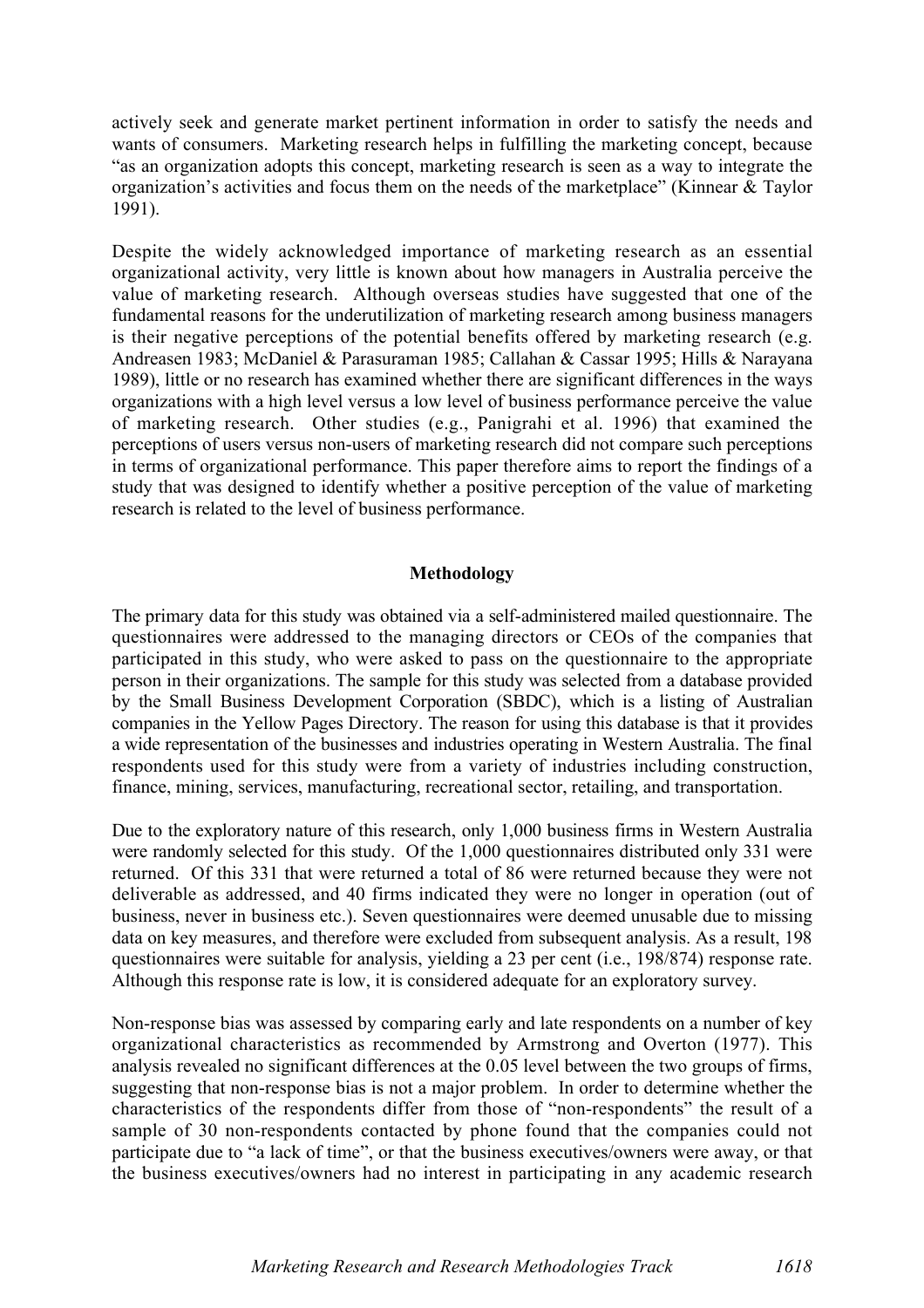actively seek and generate market pertinent information in order to satisfy the needs and wants of consumers. Marketing research helps in fulfilling the marketing concept, because "as an organization adopts this concept, marketing research is seen as a way to integrate the organization's activities and focus them on the needs of the marketplace" (Kinnear & Taylor 1991).

Despite the widely acknowledged importance of marketing research as an essential organizational activity, very little is known about how managers in Australia perceive the value of marketing research. Although overseas studies have suggested that one of the fundamental reasons for the underutilization of marketing research among business managers is their negative perceptions of the potential benefits offered by marketing research (e.g. Andreasen 1983; McDaniel & Parasuraman 1985; Callahan & Cassar 1995; Hills & Narayana 1989), little or no research has examined whether there are significant differences in the ways organizations with a high level versus a low level of business performance perceive the value of marketing research. Other studies (e.g., Panigrahi et al. 1996) that examined the perceptions of users versus non-users of marketing research did not compare such perceptions in terms of organizational performance. This paper therefore aims to report the findings of a study that was designed to identify whether a positive perception of the value of marketing research is related to the level of business performance.

## Methodology

The primary data for this study was obtained via a self-administered mailed questionnaire. The questionnaires were addressed to the managing directors or CEOs of the companies that participated in this study, who were asked to pass on the questionnaire to the appropriate person in their organizations. The sample for this study was selected from a database provided by the Small Business Development Corporation (SBDC), which is a listing of Australian companies in the Yellow Pages Directory. The reason for using this database is that it provides a wide representation of the businesses and industries operating in Western Australia. The final respondents used for this study were from a variety of industries including construction, finance, mining, services, manufacturing, recreational sector, retailing, and transportation.

Due to the exploratory nature of this research, only 1,000 business firms in Western Australia were randomly selected for this study. Of the 1,000 questionnaires distributed only 331 were returned. Of this 331 that were returned a total of 86 were returned because they were not deliverable as addressed, and 40 firms indicated they were no longer in operation (out of business, never in business etc.). Seven questionnaires were deemed unusable due to missing data on key measures, and therefore were excluded from subsequent analysis. As a result, 198 questionnaires were suitable for analysis, yielding a 23 per cent (i.e., 198/874) response rate. Although this response rate is low, it is considered adequate for an exploratory survey.

Non-response bias was assessed by comparing early and late respondents on a number of key organizational characteristics as recommended by Armstrong and Overton (1977). This analysis revealed no significant differences at the 0.05 level between the two groups of firms, suggesting that non-response bias is not a major problem. In order to determine whether the characteristics of the respondents differ from those of "non-respondents" the result of a sample of 30 non-respondents contacted by phone found that the companies could not participate due to "a lack of time", or that the business executives/owners were away, or that the business executives/owners had no interest in participating in any academic research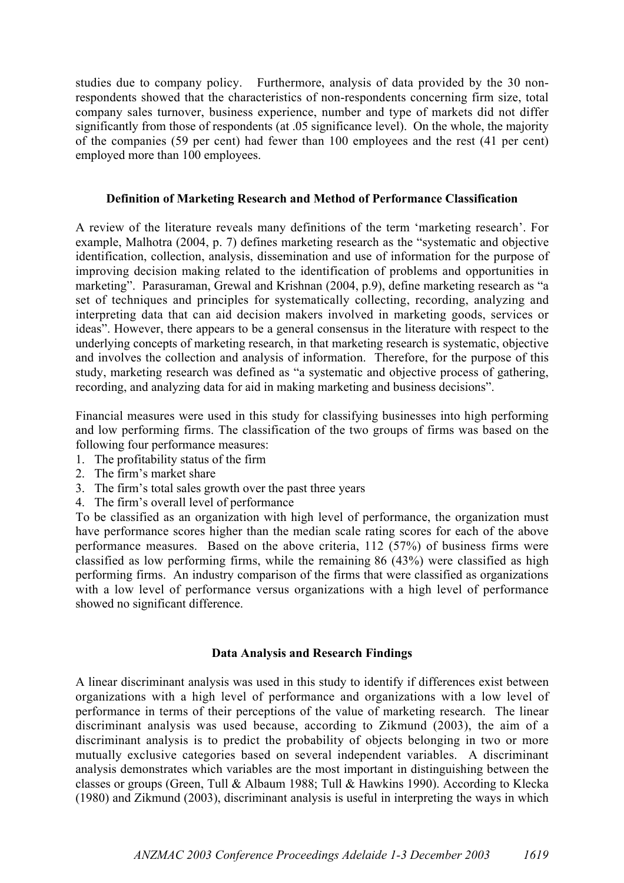studies due to company policy. Furthermore, analysis of data provided by the 30 non-respondents showed that the characteristics of non-respondents concerning firm size, total company sales turnover, business experience, number and type of markets did not differ significantly from those of respondents (at .05 significance level). On the whole, the majority of the companies (59 per cent) had fewer than 100 employees and the rest (41 per cent) employed more than 100 employees.

## Definition of Marketing Research and Method of Performance Classification

A review of the literature reveals many definitions of the term 'marketing research'. For example, Malhotra (2004, p. 7) defines marketing research as the "systematic and objective identification, collection, analysis, dissemination and use of information for the purpose of improving decision making related to the identification of problems and opportunities in marketing". Parasuraman, Grewal and Krishnan (2004, p.9), define marketing research as "a set of techniques and principles for systematically collecting, recording, analyzing and interpreting data that can aid decision makers involved in marketing goods, services or ideas". However, there appears to be a general consensus in the literature with respect to the underlying concepts of marketing research, in that marketing research is systematic, objective and involves the collection and analysis of information. Therefore, for the purpose of this study, marketing research was defined as "a systematic and objective process of gathering, recording, and analyzing data for aid in making marketing and business decisions".

Financial measures were used in this study for classifying businesses into high performing and low performing firms. The classification of the two groups of firms was based on the following four performance measures:

1. The profitability status of the firm
2. The firm's market share
3. The firm's total sales growth over the past three years
4. The firm's overall level of performance

To be classified as an organization with high level of performance, the organization must have performance scores higher than the median scale rating scores for each of the above performance measures. Based on the above criteria, 112 (57%) of business firms were classified as low performing firms, while the remaining 86 (43%) were classified as high performing firms. An industry comparison of the firms that were classified as organizations with a low level of performance versus organizations with a high level of performance showed no significant difference.

## Data Analysis and Research Findings

A linear discriminant analysis was used in this study to identify if differences exist between organizations with a high level of performance and organizations with a low level of performance in terms of their perceptions of the value of marketing research. The linear discriminant analysis was used because, according to Zikmund (2003), the aim of a discriminant analysis is to predict the probability of objects belonging in two or more mutually exclusive categories based on several independent variables. A discriminant analysis demonstrates which variables are the most important in distinguishing between the classes or groups (Green, Tull & Albaum 1988; Tull & Hawkins 1990). According to Klecka (1980) and Zikmund (2003), discriminant analysis is useful in interpreting the ways in which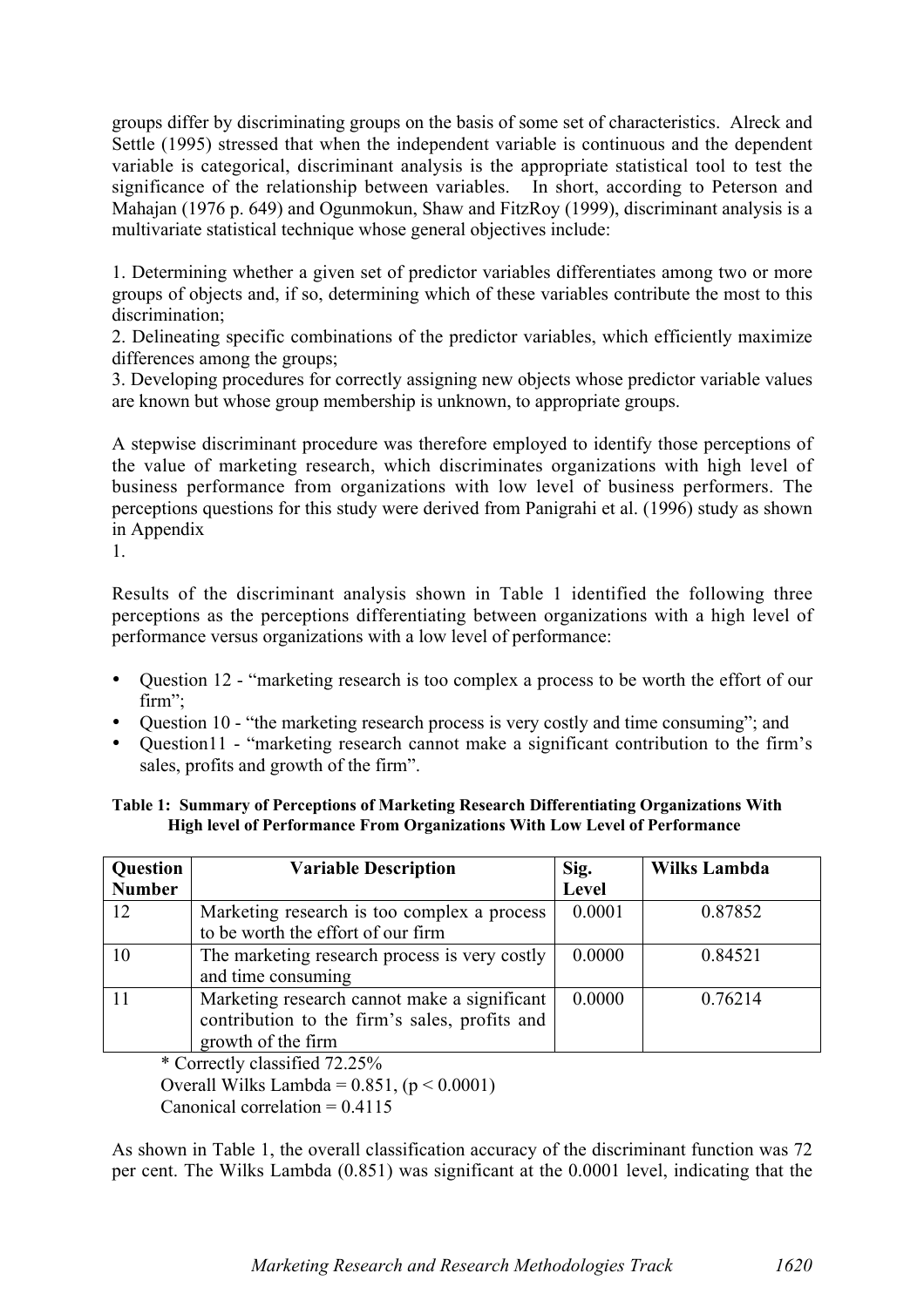groups differ by discriminating groups on the basis of some set of characteristics. Alreck and Settle (1995) stressed that when the independent variable is continuous and the dependent variable is categorical, discriminant analysis is the appropriate statistical tool to test the significance of the relationship between variables. In short, according to Peterson and Mahajan (1976 p. 649) and Ogunmokun, Shaw and FitzRoy (1999), discriminant analysis is a multivariate statistical technique whose general objectives include:

1. Determining whether a given set of predictor variables differentiates among two or more groups of objects and, if so, determining which of these variables contribute the most to this discrimination;
2. Delineating specific combinations of the predictor variables, which efficiently maximize differences among the groups;
3. Developing procedures for correctly assigning new objects whose predictor variable values are known but whose group membership is unknown, to appropriate groups.

A stepwise discriminant procedure was therefore employed to identify those perceptions of the value of marketing research, which discriminates organizations with high level of business performance from organizations with low level of business performers. The perceptions questions for this study were derived from Panigrahi et al. (1996) study as shown in Appendix 1.

Results of the discriminant analysis shown in Table 1 identified the following three perceptions as the perceptions differentiating between organizations with a high level of performance versus organizations with a low level of performance:

- Question 12 - "marketing research is too complex a process to be worth the effort of our firm";
- Question 10 - "the marketing research process is very costly and time consuming"; and
- Question11 - "marketing research cannot make a significant contribution to the firm's sales, profits and growth of the firm".

**Table 1: Summary of Perceptions of Marketing Research Differentiating Organizations With High level of Performance From Organizations With Low Level of Performance**

| Question Number | Variable Description | Sig. Level | Wilks Lambda |
|---|---|---|---|
| 12 | Marketing research is too complex a process to be worth the effort of our firm | 0.0001 | 0.87852 |
| 10 | The marketing research process is very costly and time consuming | 0.0000 | 0.84521 |
| 11 | Marketing research cannot make a significant contribution to the firm's sales, profits and growth of the firm | 0.0000 | 0.76214 |

\* Correctly classified 72.25%
Overall Wilks Lambda = 0.851, ($p < 0.0001$)
Canonical correlation = 0.4115

As shown in Table 1, the overall classification accuracy of the discriminant function was 72 per cent. The Wilks Lambda (0.851) was significant at the 0.0001 level, indicating that the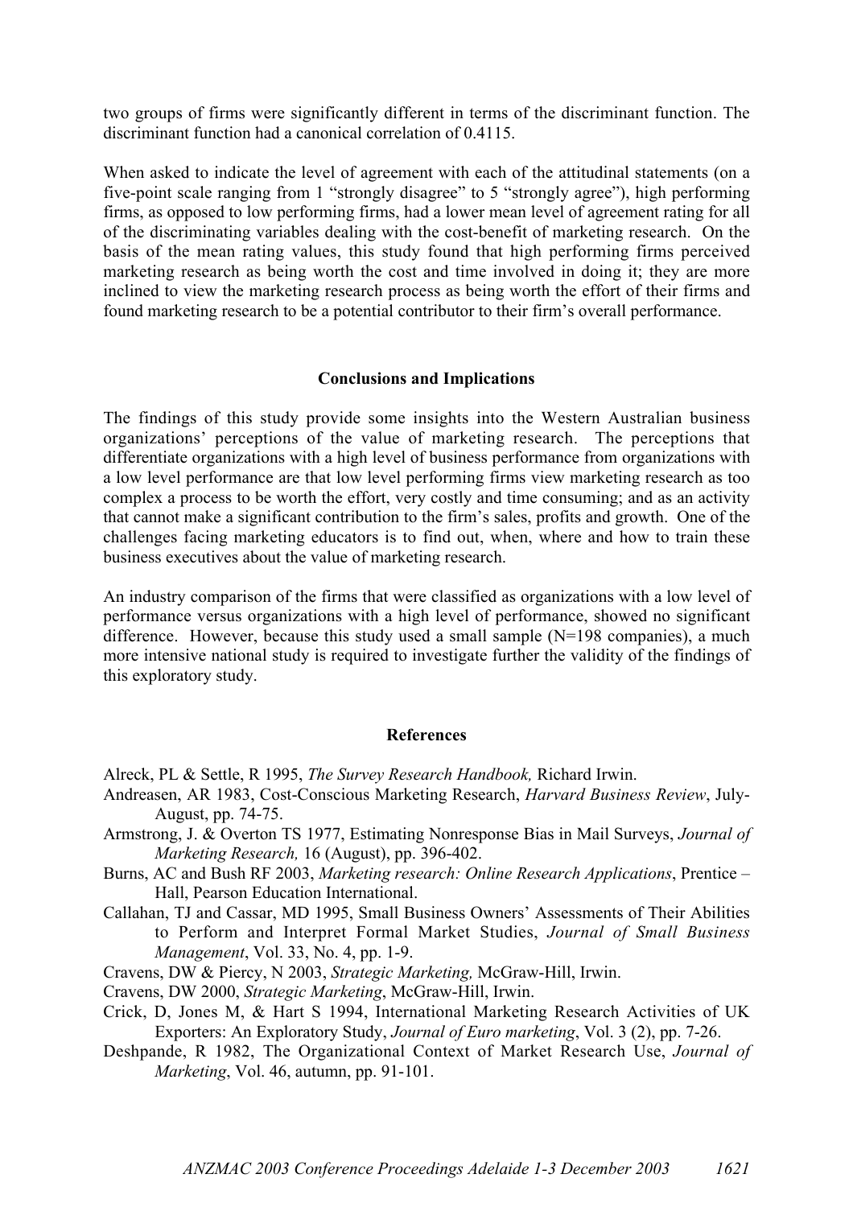two groups of firms were significantly different in terms of the discriminant function. The discriminant function had a canonical correlation of 0.4115.

When asked to indicate the level of agreement with each of the attitudinal statements (on a five-point scale ranging from 1 "strongly disagree" to 5 "strongly agree"), high performing firms, as opposed to low performing firms, had a lower mean level of agreement rating for all of the discriminating variables dealing with the cost-benefit of marketing research. On the basis of the mean rating values, this study found that high performing firms perceived marketing research as being worth the cost and time involved in doing it; they are more inclined to view the marketing research process as being worth the effort of their firms and found marketing research to be a potential contributor to their firm's overall performance.

## Conclusions and Implications

The findings of this study provide some insights into the Western Australian business organizations' perceptions of the value of marketing research. The perceptions that differentiate organizations with a high level of business performance from organizations with a low level performance are that low level performing firms view marketing research as too complex a process to be worth the effort, very costly and time consuming; and as an activity that cannot make a significant contribution to the firm's sales, profits and growth. One of the challenges facing marketing educators is to find out, when, where and how to train these business executives about the value of marketing research.

An industry comparison of the firms that were classified as organizations with a low level of performance versus organizations with a high level of performance, showed no significant difference. However, because this study used a small sample (N=198 companies), a much more intensive national study is required to investigate further the validity of the findings of this exploratory study.

## References

Alreck, PL & Settle, R 1995, *The Survey Research Handbook,* Richard Irwin.

Andreasen, AR 1983, Cost-Conscious Marketing Research, *Harvard Business Review*, July-August, pp. 74-75.

Armstrong, J. & Overton TS 1977, Estimating Nonresponse Bias in Mail Surveys, *Journal of Marketing Research,* 16 (August), pp. 396-402.

Burns, AC and Bush RF 2003, *Marketing research: Online Research Applications*, Prentice – Hall, Pearson Education International.

Callahan, TJ and Cassar, MD 1995, Small Business Owners' Assessments of Their Abilities to Perform and Interpret Formal Market Studies, *Journal of Small Business Management*, Vol. 33, No. 4, pp. 1-9.

Cravens, DW & Piercy, N 2003, *Strategic Marketing,* McGraw-Hill, Irwin.

Cravens, DW 2000, *Strategic Marketing*, McGraw-Hill, Irwin.

Crick, D, Jones M, & Hart S 1994, International Marketing Research Activities of UK Exporters: An Exploratory Study, *Journal of Euro marketing*, Vol. 3 (2), pp. 7-26.

Deshpande, R 1982, The Organizational Context of Market Research Use, *Journal of Marketing*, Vol. 46, autumn, pp. 91-101.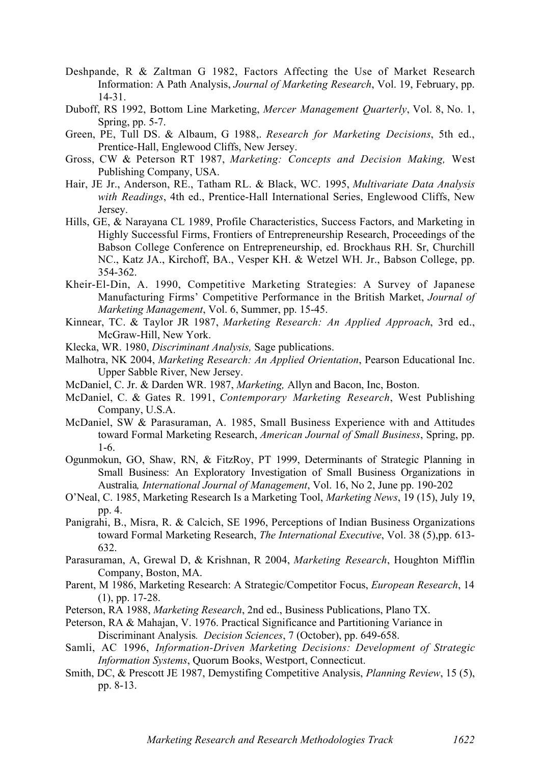Deshpande, R & Zaltman G 1982, Factors Affecting the Use of Market Research Information: A Path Analysis, *Journal of Marketing Research*, Vol. 19, February, pp. 14-31.

Duboff, RS 1992, Bottom Line Marketing, *Mercer Management Quarterly*, Vol. 8, No. 1, Spring, pp. 5-7.

Green, PE, Tull DS. & Albaum, G 1988,. *Research for Marketing Decisions*, 5th ed., Prentice-Hall, Englewood Cliffs, New Jersey.

Gross, CW & Peterson RT 1987, *Marketing: Concepts and Decision Making,* West Publishing Company, USA.

Hair, JE Jr., Anderson, RE., Tatham RL. & Black, WC. 1995, *Multivariate Data Analysis with Readings*, 4th ed., Prentice-Hall International Series, Englewood Cliffs, New Jersey.

Hills, GE, & Narayana CL 1989, Profile Characteristics, Success Factors, and Marketing in Highly Successful Firms, Frontiers of Entrepreneurship Research, Proceedings of the Babson College Conference on Entrepreneurship, ed. Brockhaus RH. Sr, Churchill NC., Katz JA., Kirchoff, BA., Vesper KH. & Wetzel WH. Jr., Babson College, pp. 354-362.

Kheir-El-Din, A. 1990, Competitive Marketing Strategies: A Survey of Japanese Manufacturing Firms' Competitive Performance in the British Market, *Journal of Marketing Management*, Vol. 6, Summer, pp. 15-45.

Kinnear, TC. & Taylor JR 1987, *Marketing Research: An Applied Approach*, 3rd ed., McGraw-Hill, New York.

Klecka, WR. 1980, *Discriminant Analysis,* Sage publications.

Malhotra, NK 2004, *Marketing Research: An Applied Orientation*, Pearson Educational Inc. Upper Sabble River, New Jersey.

McDaniel, C. Jr. & Darden WR. 1987, *Marketing,* Allyn and Bacon, Inc, Boston.

McDaniel, C. & Gates R. 1991, *Contemporary Marketing Research*, West Publishing Company, U.S.A.

McDaniel, SW & Parasuraman, A. 1985, Small Business Experience with and Attitudes toward Formal Marketing Research, *American Journal of Small Business*, Spring, pp. 1-6.

Ogunmokun, GO, Shaw, RN, & FitzRoy, PT 1999, Determinants of Strategic Planning in Small Business: An Exploratory Investigation of Small Business Organizations in Australia*, International Journal of Management*, Vol. 16, No 2, June pp. 190-202

O'Neal, C. 1985, Marketing Research Is a Marketing Tool, *Marketing News*, 19 (15), July 19, pp. 4.

Panigrahi, B., Misra, R. & Calcich, SE 1996, Perceptions of Indian Business Organizations toward Formal Marketing Research, *The International Executive*, Vol. 38 (5),pp. 613-632.

Parasuraman, A, Grewal D, & Krishnan, R 2004, *Marketing Research*, Houghton Mifflin Company, Boston, MA.

Parent, M 1986, Marketing Research: A Strategic/Competitor Focus, *European Research*, 14 (1), pp. 17-28.

Peterson, RA 1988, *Marketing Research*, 2nd ed., Business Publications, Plano TX.

Peterson, RA & Mahajan, V. 1976. Practical Significance and Partitioning Variance in Discriminant Analysis*. Decision Sciences*, 7 (October), pp. 649-658.

Samli, AC 1996, *Information-Driven Marketing Decisions: Development of Strategic Information Systems*, Quorum Books, Westport, Connecticut.

Smith, DC, & Prescott JE 1987, Demystifing Competitive Analysis, *Planning Review*, 15 (5), pp. 8-13.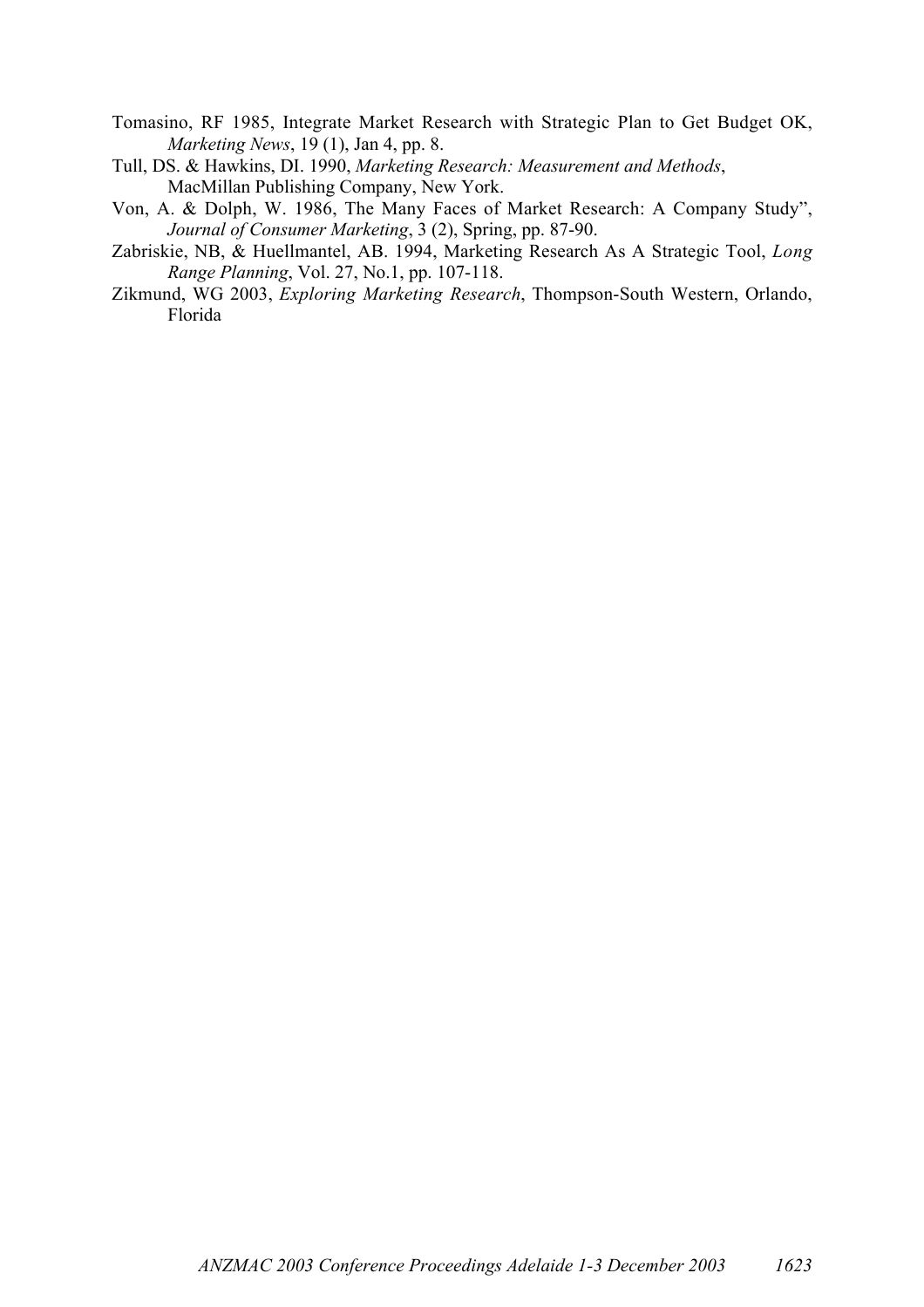Tomasino, RF 1985, Integrate Market Research with Strategic Plan to Get Budget OK, *Marketing News*, 19 (1), Jan 4, pp. 8.

Tull, DS. & Hawkins, DI. 1990, *Marketing Research: Measurement and Methods*, MacMillan Publishing Company, New York.

Von, A. & Dolph, W. 1986, The Many Faces of Market Research: A Company Study", *Journal of Consumer Marketing*, 3 (2), Spring, pp. 87-90.

Zabriskie, NB, & Huellmantel, AB. 1994, Marketing Research As A Strategic Tool, *Long Range Planning*, Vol. 27, No.1, pp. 107-118.

Zikmund, WG 2003, *Exploring Marketing Research*, Thompson-South Western, Orlando, Florida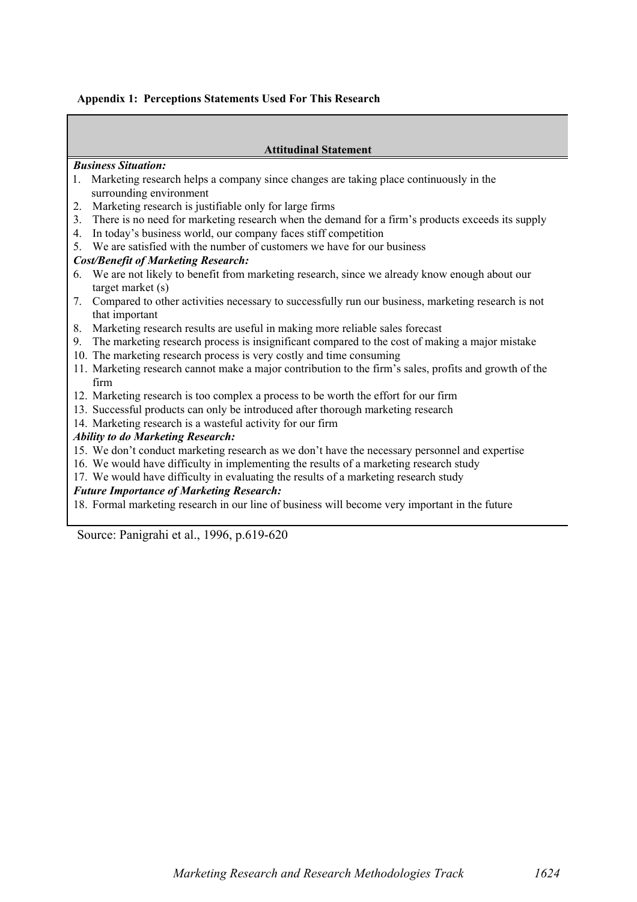**Appendix 1: Perceptions Statements Used For This Research**

| Attitudinal Statement |
|---|
| ***Business Situation:*** |
| 1. Marketing research helps a company since changes are taking place continuously in the surrounding environment |
| 2. Marketing research is justifiable only for large firms |
| 3. There is no need for marketing research when the demand for a firm's products exceeds its supply |
| 4. In today's business world, our company faces stiff competition |
| 5. We are satisfied with the number of customers we have for our business |
| ***Cost/Benefit of Marketing Research:*** |
| 6. We are not likely to benefit from marketing research, since we already know enough about our target market (s) |
| 7. Compared to other activities necessary to successfully run our business, marketing research is not that important |
| 8. Marketing research results are useful in making more reliable sales forecast |
| 9. The marketing research process is insignificant compared to the cost of making a major mistake |
| 10. The marketing research process is very costly and time consuming |
| 11. Marketing research cannot make a major contribution to the firm's sales, profits and growth of the firm |
| 12. Marketing research is too complex a process to be worth the effort for our firm |
| 13. Successful products can only be introduced after thorough marketing research |
| 14. Marketing research is a wasteful activity for our firm |
| ***Ability to do Marketing Research:*** |
| 15. We don't conduct marketing research as we don't have the necessary personnel and expertise |
| 16. We would have difficulty in implementing the results of a marketing research study |
| 17. We would have difficulty in evaluating the results of a marketing research study |
| ***Future Importance of Marketing Research:*** |
| 18. Formal marketing research in our line of business will become very important in the future |

Source: Panigrahi et al., 1996, p.619-620